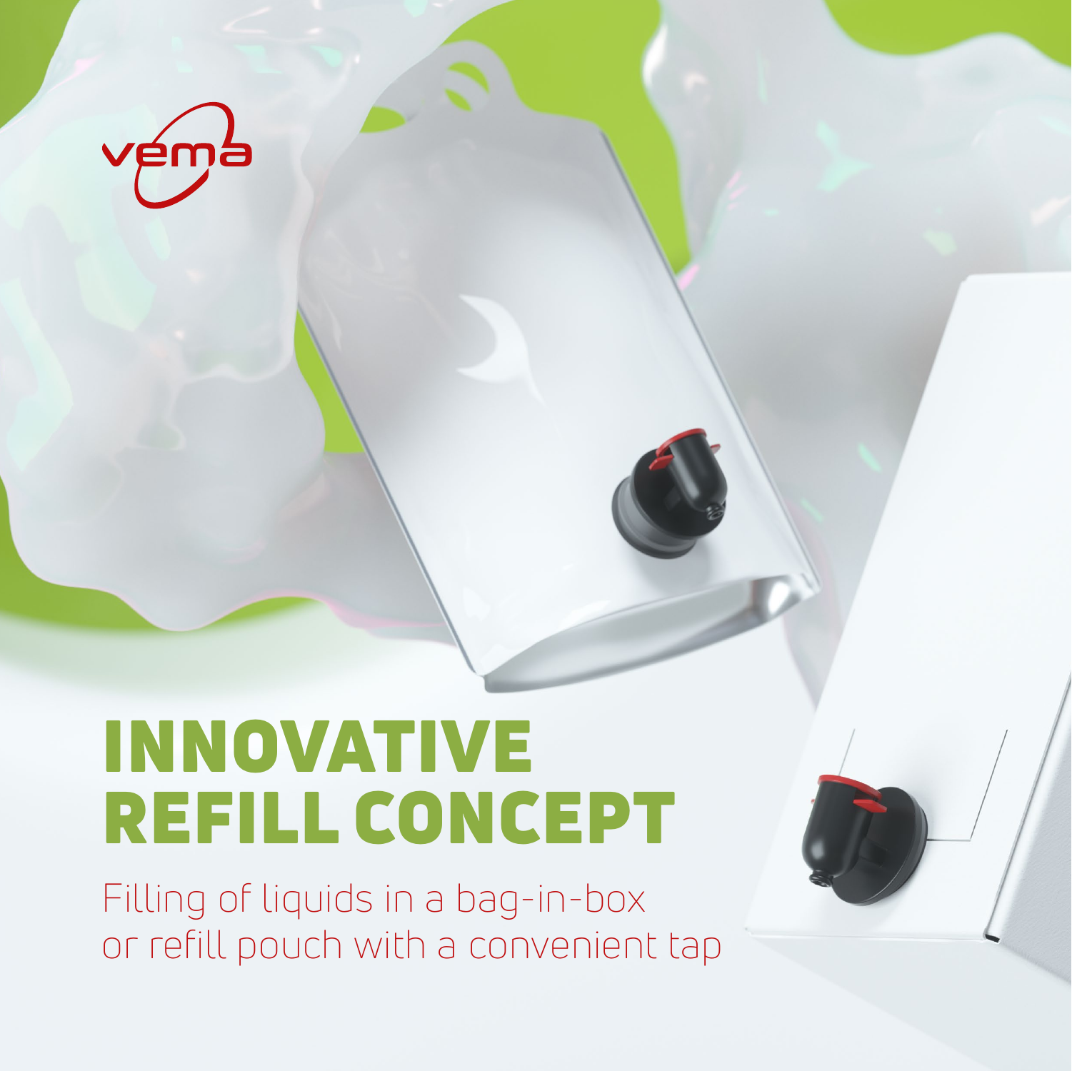vema

# INNOVATIVE REFILL CONCEPT

Filling of liquids in a bag-in-box or refill pouch with a convenient tap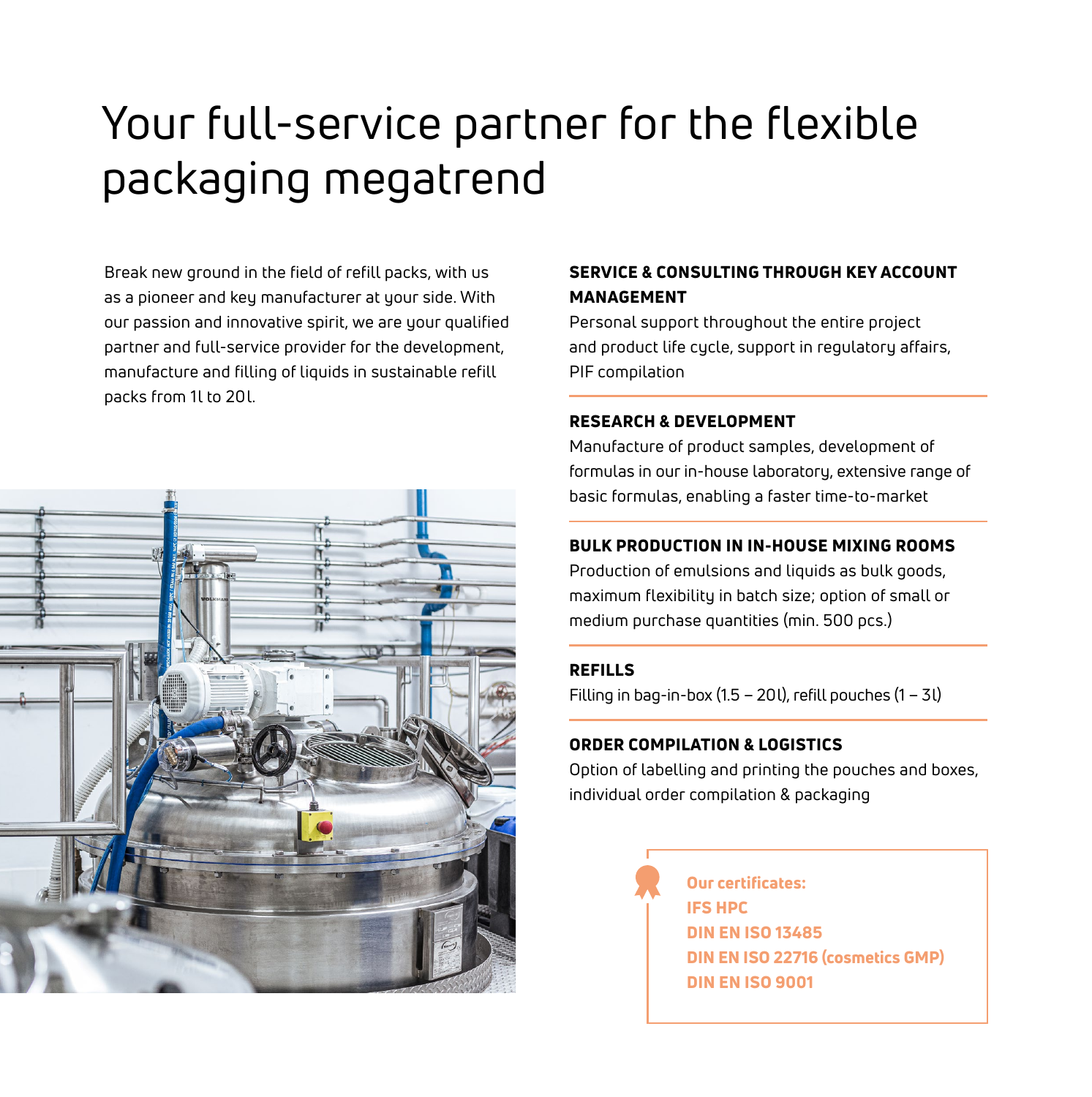# Your full-service partner for the flexible packaging megatrend

Break new ground in the field of refill packs, with us as a pioneer and key manufacturer at your side. With our passion and innovative spirit, we are your qualified partner and full-service provider for the development, manufacture and filling of liquids in sustainable refill packs from 1l to 20l.

### SERVICE & CONSULTING THROUGH KEY ACCOUNT MANAGEMENT

Personal support throughout the entire project and product life cycle, support in regulatory affairs, PIF compilation

### RESEARCH & DEVELOPMENT

Manufacture of product samples, development of formulas in our in-house laboratory, extensive range of basic formulas, enabling a faster time-to-market

### BULK PRODUCTION IN IN-HOUSE MIXING ROOMS

Production of emulsions and liquids as bulk goods, maximum flexibility in batch size; option of small or medium purchase quantities (min. 500 pcs.)

### REFILLS

Filling in bag-in-box (1.5 – 20l), refill pouches (1 – 3l)

### ORDER COMPILATION & LOGISTICS

Option of labelling and printing the pouches and boxes, individual order compilation & packaging

**Our certificates:**
**IFS HPC**
**DIN EN ISO 13485**
**DIN EN ISO 22716 (cosmetics GMP)**
**DIN EN ISO 9001**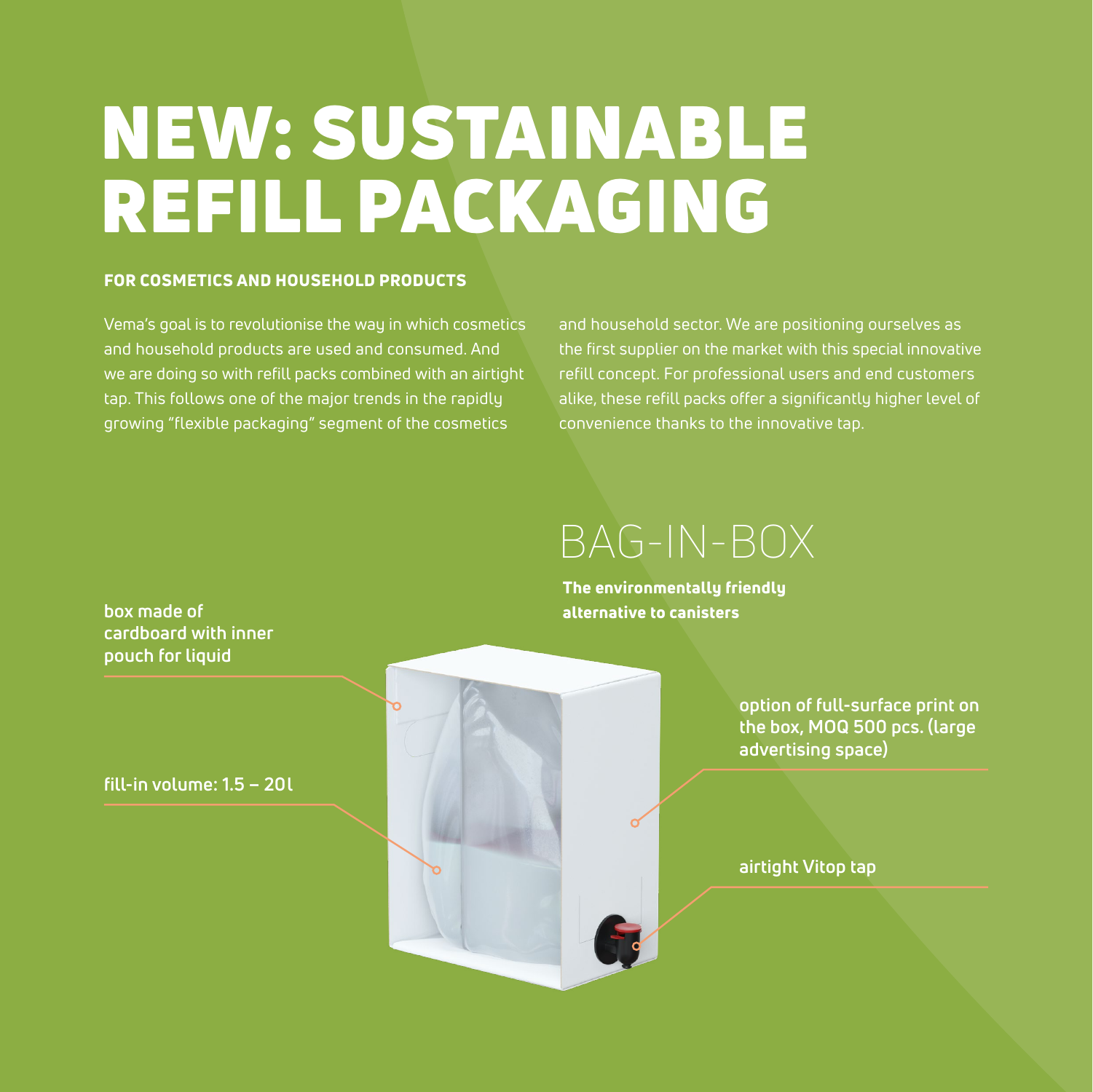# NEW: SUSTAINABLE REFILL PACKAGING

### FOR COSMETICS AND HOUSEHOLD PRODUCTS

Vema's goal is to revolutionise the way in which cosmetics and household products are used and consumed. And we are doing so with refill packs combined with an airtight tap. This follows one of the major trends in the rapidly growing "flexible packaging" segment of the cosmetics and household sector. We are positioning ourselves as the first supplier on the market with this special innovative refill concept. For professional users and end customers alike, these refill packs offer a significantly higher level of convenience thanks to the innovative tap.

## BAG-IN-BOX

**The environmentally friendly alternative to canisters**

**box made of cardboard with inner pouch for liquid**

**fill-in volume: 1.5 – 20l**

**option of full-surface print on the box, MOQ 500 pcs. (large advertising space)**

**airtight Vitop tap**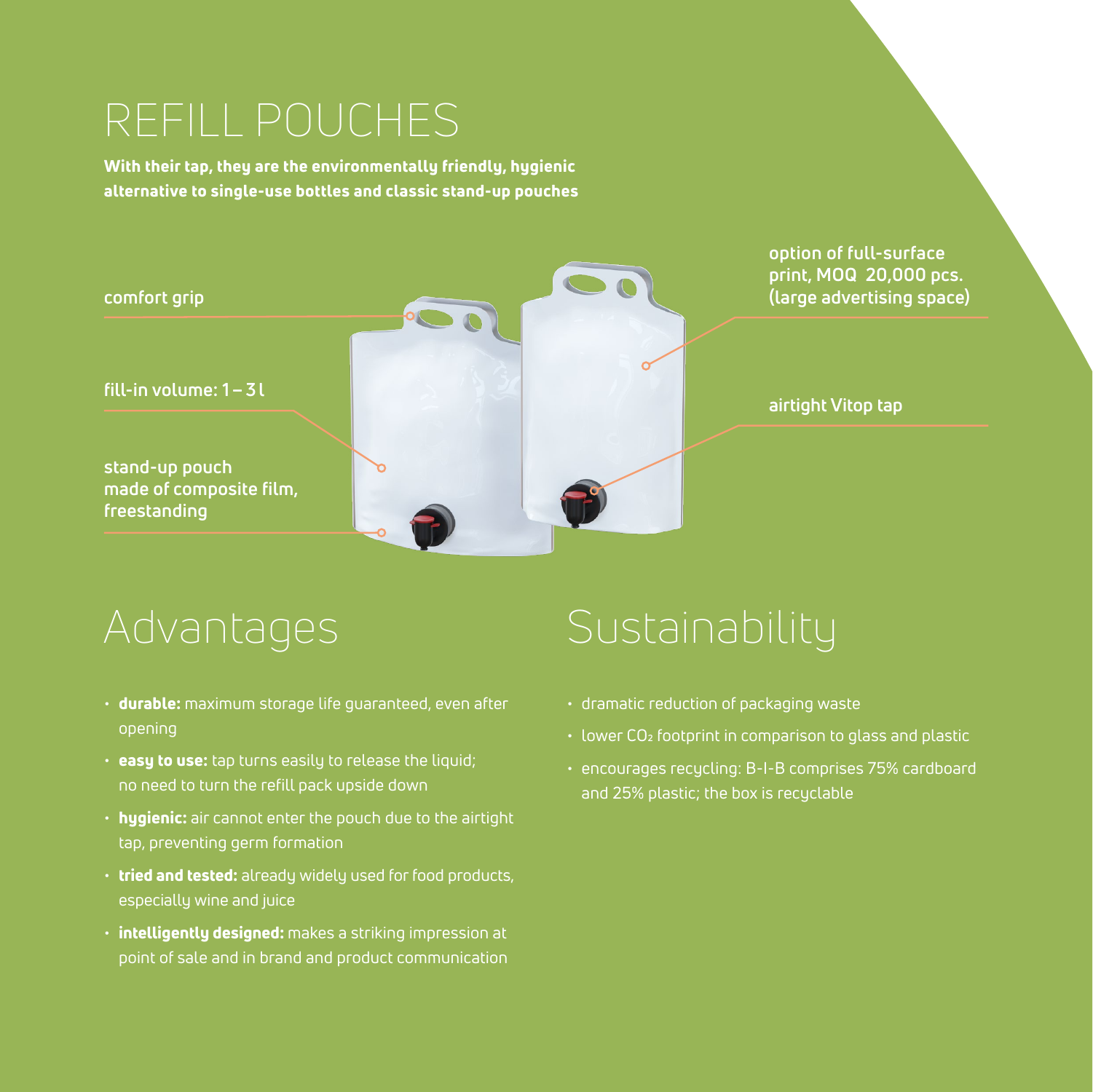# REFILL POUCHES

**With their tap, they are the environmentally friendly, hygienic alternative to single-use bottles and classic stand-up pouches**

comfort grip

fill-in volume: 1 – 3 l

stand-up pouch made of composite film, freestanding

option of full-surface print, MOQ 20,000 pcs. (large advertising space)

airtight Vitop tap

## Advantages

- **durable:** maximum storage life guaranteed, even after opening
- **easy to use:** tap turns easily to release the liquid; no need to turn the refill pack upside down
- **hygienic:** air cannot enter the pouch due to the airtight tap, preventing germ formation
- **tried and tested:** already widely used for food products, especially wine and juice
- **intelligently designed:** makes a striking impression at point of sale and in brand and product communication

## Sustainability

- dramatic reduction of packaging waste
- lower $CO_2$ footprint in comparison to glass and plastic
- encourages recycling: B-I-B comprises 75% cardboard and 25% plastic; the box is recyclable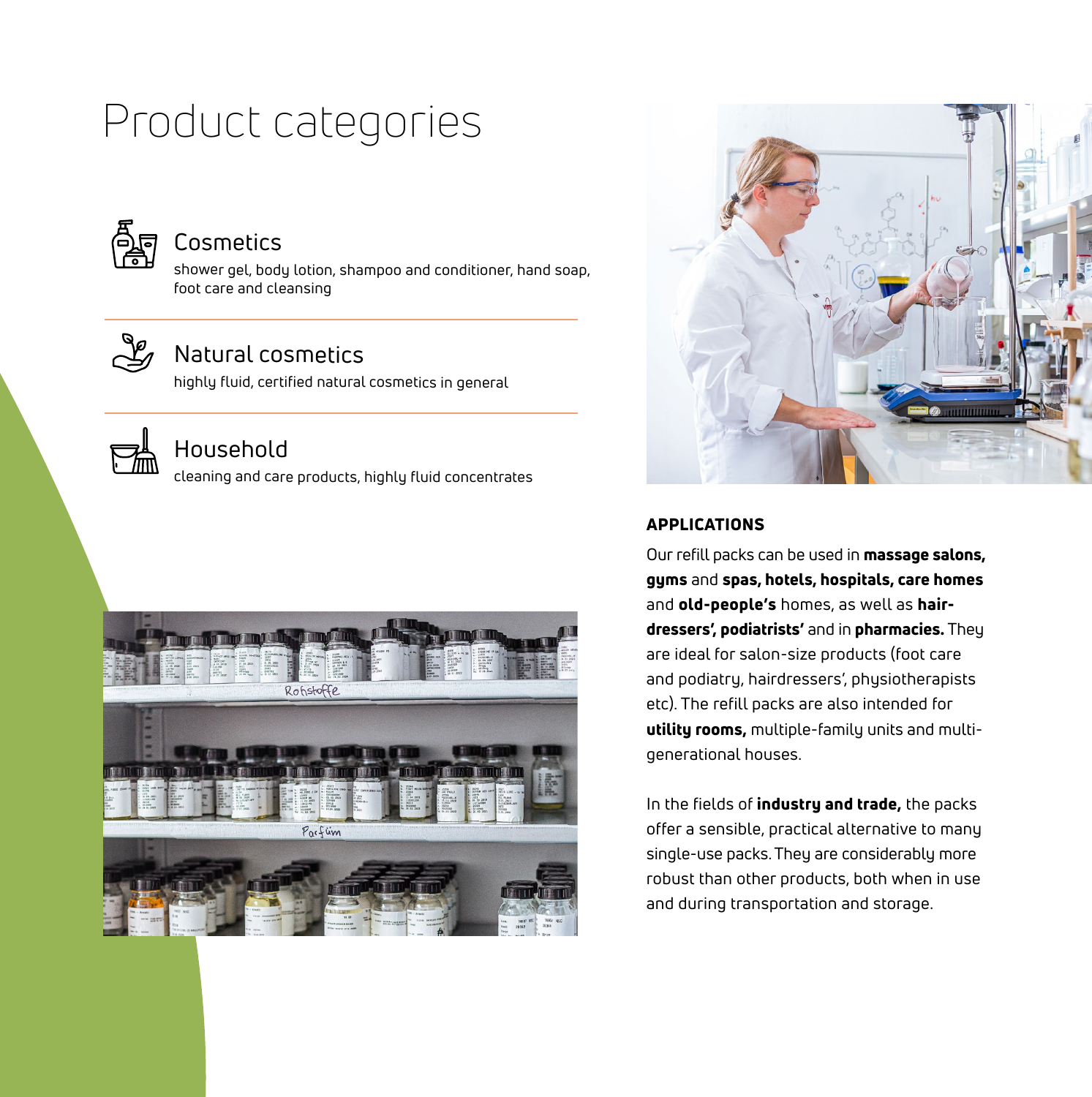# Product categories

## Cosmetics

shower gel, body lotion, shampoo and conditioner, hand soap, foot care and cleansing

## Natural cosmetics

highly fluid, certified natural cosmetics in general

## Household

cleaning and care products, highly fluid concentrates

### APPLICATIONS

Our refill packs can be used in **massage salons, gyms** and **spas, hotels, hospitals, care homes** and **old-people's** homes, as well as **hair-dressers', podiatrists'** and in **pharmacies.** They are ideal for salon-size products (foot care and podiatry, hairdressers', physiotherapists etc). The refill packs are also intended for **utility rooms,** multiple-family units and multi-generational houses.

In the fields of **industry and trade,** the packs offer a sensible, practical alternative to many single-use packs. They are considerably more robust than other products, both when in use and during transportation and storage.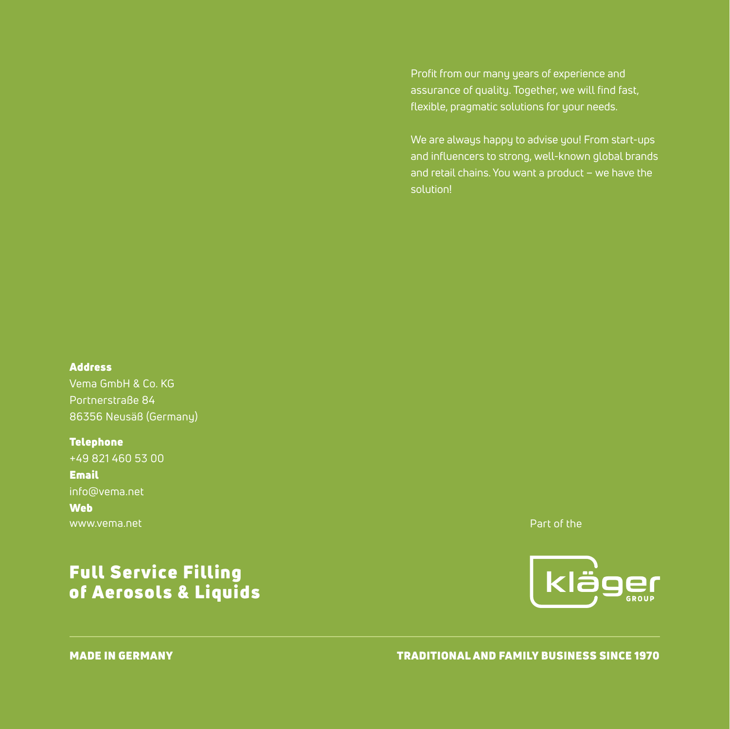Profit from our many years of experience and assurance of quality. Together, we will find fast, flexible, pragmatic solutions for your needs.

We are always happy to advise you! From start-ups and influencers to strong, well-known global brands and retail chains. You want a product – we have the solution!

**Address**
Vema GmbH & Co. KG
Portnerstraße 84
86356 Neusäß (Germany)

**Telephone**
+49 821 460 53 00

**Email**
info@vema.net

**Web**
www.vema.net

## Full Service Filling of Aerosols & Liquids

Part of the

kläger GROUP

**MADE IN GERMANY**

**TRADITIONAL AND FAMILY BUSINESS SINCE 1970**